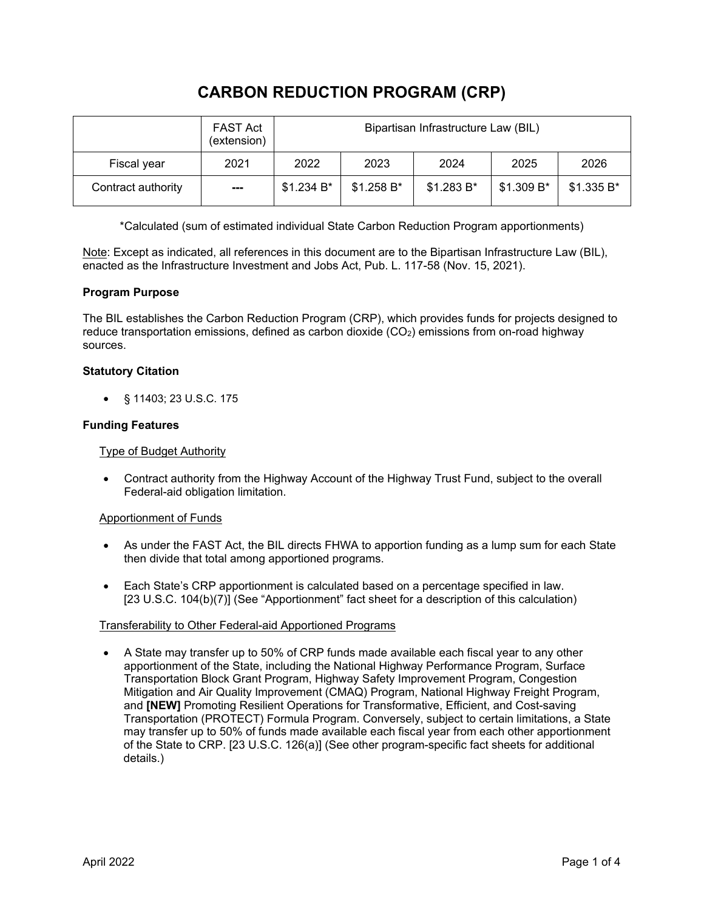# CARBON REDUCTION PROGRAM (CRP)

| | FAST Act (extension) | Bipartisan Infrastructure Law (BIL) | | | | |
|---|---|---|---|---|---|---|
| Fiscal year | 2021 | 2022 | 2023 | 2024 | 2025 | 2026 |
| Contract authority | --- | $1.234 B* | $1.258 B* | $1.283 B* | $1.309 B* | $1.335 B* |

*Calculated (sum of estimated individual State Carbon Reduction Program apportionments)

Note: Except as indicated, all references in this document are to the Bipartisan Infrastructure Law (BIL), enacted as the Infrastructure Investment and Jobs Act, Pub. L. 117-58 (Nov. 15, 2021).

**Program Purpose**

The BIL establishes the Carbon Reduction Program (CRP), which provides funds for projects designed to reduce transportation emissions, defined as carbon dioxide ($CO_2$) emissions from on-road highway sources.

**Statutory Citation**

- § 11403; 23 U.S.C. 175

**Funding Features**

Type of Budget Authority

- Contract authority from the Highway Account of the Highway Trust Fund, subject to the overall Federal-aid obligation limitation.

Apportionment of Funds

- As under the FAST Act, the BIL directs FHWA to apportion funding as a lump sum for each State then divide that total among apportioned programs.
- Each State's CRP apportionment is calculated based on a percentage specified in law. [23 U.S.C. 104(b)(7)] (See "Apportionment" fact sheet for a description of this calculation)

Transferability to Other Federal-aid Apportioned Programs

- A State may transfer up to 50% of CRP funds made available each fiscal year to any other apportionment of the State, including the National Highway Performance Program, Surface Transportation Block Grant Program, Highway Safety Improvement Program, Congestion Mitigation and Air Quality Improvement (CMAQ) Program, National Highway Freight Program, and **[NEW]** Promoting Resilient Operations for Transformative, Efficient, and Cost-saving Transportation (PROTECT) Formula Program. Conversely, subject to certain limitations, a State may transfer up to 50% of funds made available each fiscal year from each other apportionment of the State to CRP. [23 U.S.C. 126(a)] (See other program-specific fact sheets for additional details.)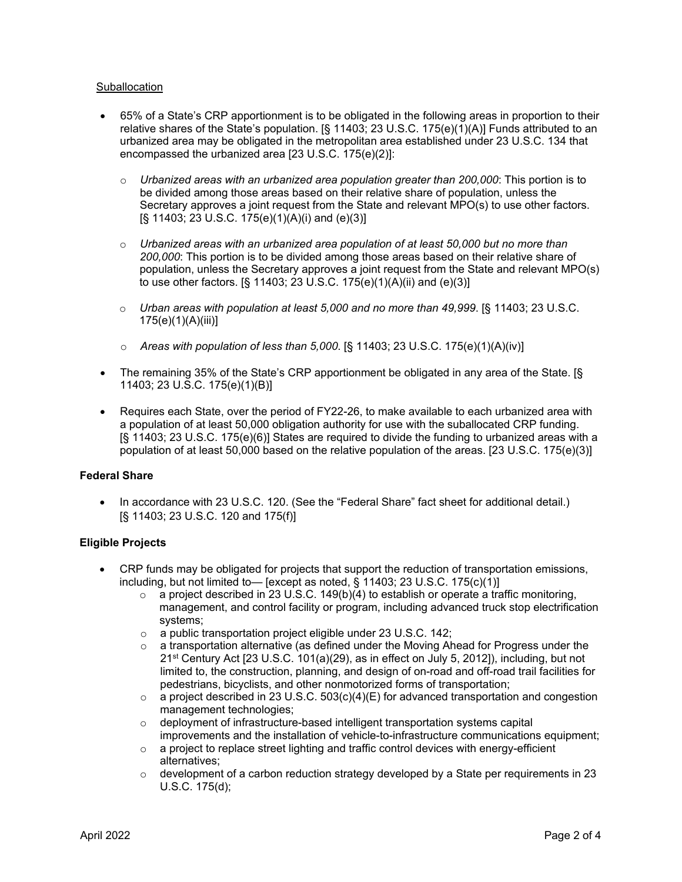Suballocation

- 65% of a State's CRP apportionment is to be obligated in the following areas in proportion to their relative shares of the State's population. [§ 11403; 23 U.S.C. 175(e)(1)(A)] Funds attributed to an urbanized area may be obligated in the metropolitan area established under 23 U.S.C. 134 that encompassed the urbanized area [23 U.S.C. 175(e)(2)]:
  - *Urbanized areas with an urbanized area population greater than 200,000*: This portion is to be divided among those areas based on their relative share of population, unless the Secretary approves a joint request from the State and relevant MPO(s) to use other factors. [§ 11403; 23 U.S.C. 175(e)(1)(A)(i) and (e)(3)]
  - *Urbanized areas with an urbanized area population of at least 50,000 but no more than 200,000*: This portion is to be divided among those areas based on their relative share of population, unless the Secretary approves a joint request from the State and relevant MPO(s) to use other factors. [§ 11403; 23 U.S.C. 175(e)(1)(A)(ii) and (e)(3)]
  - *Urban areas with population at least 5,000 and no more than 49,999*. [§ 11403; 23 U.S.C. 175(e)(1)(A)(iii)]
  - *Areas with population of less than 5,000*. [§ 11403; 23 U.S.C. 175(e)(1)(A)(iv)]
- The remaining 35% of the State's CRP apportionment be obligated in any area of the State. [§ 11403; 23 U.S.C. 175(e)(1)(B)]
- Requires each State, over the period of FY22-26, to make available to each urbanized area with a population of at least 50,000 obligation authority for use with the suballocated CRP funding. [§ 11403; 23 U.S.C. 175(e)(6)] States are required to divide the funding to urbanized areas with a population of at least 50,000 based on the relative population of the areas. [23 U.S.C. 175(e)(3)]

**Federal Share**

- In accordance with 23 U.S.C. 120. (See the "Federal Share" fact sheet for additional detail.) [§ 11403; 23 U.S.C. 120 and 175(f)]

**Eligible Projects**

- CRP funds may be obligated for projects that support the reduction of transportation emissions, including, but not limited to— [except as noted, § 11403; 23 U.S.C. 175(c)(1)]
  - a project described in 23 U.S.C. 149(b)(4) to establish or operate a traffic monitoring, management, and control facility or program, including advanced truck stop electrification systems;
  - a public transportation project eligible under 23 U.S.C. 142;
  - a transportation alternative (as defined under the Moving Ahead for Progress under the 21st Century Act [23 U.S.C. 101(a)(29), as in effect on July 5, 2012]), including, but not limited to, the construction, planning, and design of on-road and off-road trail facilities for pedestrians, bicyclists, and other nonmotorized forms of transportation;
  - a project described in 23 U.S.C. 503(c)(4)(E) for advanced transportation and congestion management technologies;
  - deployment of infrastructure-based intelligent transportation systems capital improvements and the installation of vehicle-to-infrastructure communications equipment;
  - a project to replace street lighting and traffic control devices with energy-efficient alternatives;
  - development of a carbon reduction strategy developed by a State per requirements in 23 U.S.C. 175(d);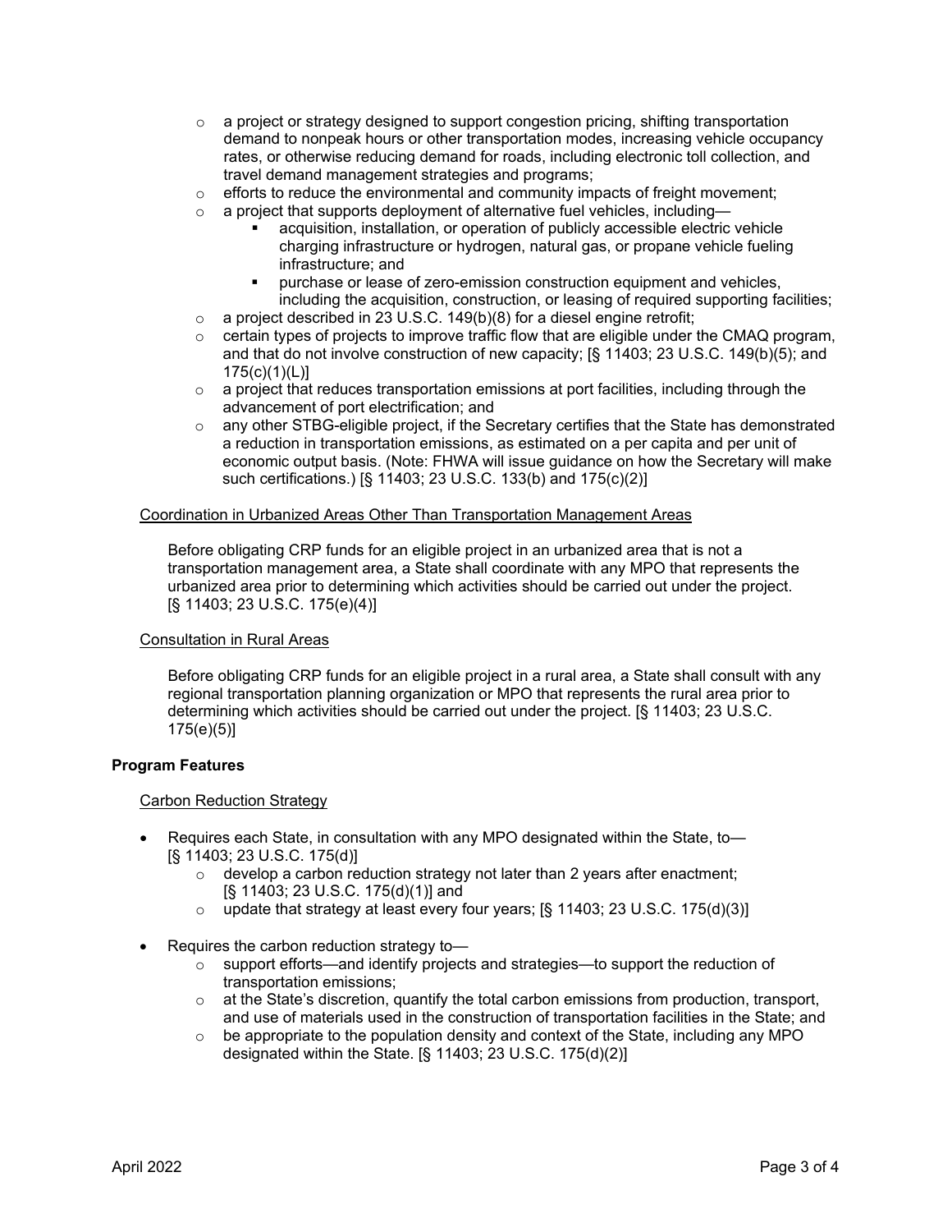- a project or strategy designed to support congestion pricing, shifting transportation demand to nonpeak hours or other transportation modes, increasing vehicle occupancy rates, or otherwise reducing demand for roads, including electronic toll collection, and travel demand management strategies and programs;
  - efforts to reduce the environmental and community impacts of freight movement;
  - a project that supports deployment of alternative fuel vehicles, including—
    - acquisition, installation, or operation of publicly accessible electric vehicle charging infrastructure or hydrogen, natural gas, or propane vehicle fueling infrastructure; and
    - purchase or lease of zero-emission construction equipment and vehicles, including the acquisition, construction, or leasing of required supporting facilities;
  - a project described in 23 U.S.C. 149(b)(8) for a diesel engine retrofit;
  - certain types of projects to improve traffic flow that are eligible under the CMAQ program, and that do not involve construction of new capacity; [§ 11403; 23 U.S.C. 149(b)(5); and 175(c)(1)(L)]
  - a project that reduces transportation emissions at port facilities, including through the advancement of port electrification; and
  - any other STBG-eligible project, if the Secretary certifies that the State has demonstrated a reduction in transportation emissions, as estimated on a per capita and per unit of economic output basis. (Note: FHWA will issue guidance on how the Secretary will make such certifications.) [§ 11403; 23 U.S.C. 133(b) and 175(c)(2)]

<u>Coordination in Urbanized Areas Other Than Transportation Management Areas</u>

Before obligating CRP funds for an eligible project in an urbanized area that is not a transportation management area, a State shall coordinate with any MPO that represents the urbanized area prior to determining which activities should be carried out under the project. [§ 11403; 23 U.S.C. 175(e)(4)]

<u>Consultation in Rural Areas</u>

Before obligating CRP funds for an eligible project in a rural area, a State shall consult with any regional transportation planning organization or MPO that represents the rural area prior to determining which activities should be carried out under the project. [§ 11403; 23 U.S.C. 175(e)(5)]

**Program Features**

<u>Carbon Reduction Strategy</u>

- Requires each State, in consultation with any MPO designated within the State, to— [§ 11403; 23 U.S.C. 175(d)]
  - develop a carbon reduction strategy not later than 2 years after enactment; [§ 11403; 23 U.S.C. 175(d)(1)] and
  - update that strategy at least every four years; [§ 11403; 23 U.S.C. 175(d)(3)]

- Requires the carbon reduction strategy to—
  - support efforts—and identify projects and strategies—to support the reduction of transportation emissions;
  - at the State's discretion, quantify the total carbon emissions from production, transport, and use of materials used in the construction of transportation facilities in the State; and
  - be appropriate to the population density and context of the State, including any MPO designated within the State. [§ 11403; 23 U.S.C. 175(d)(2)]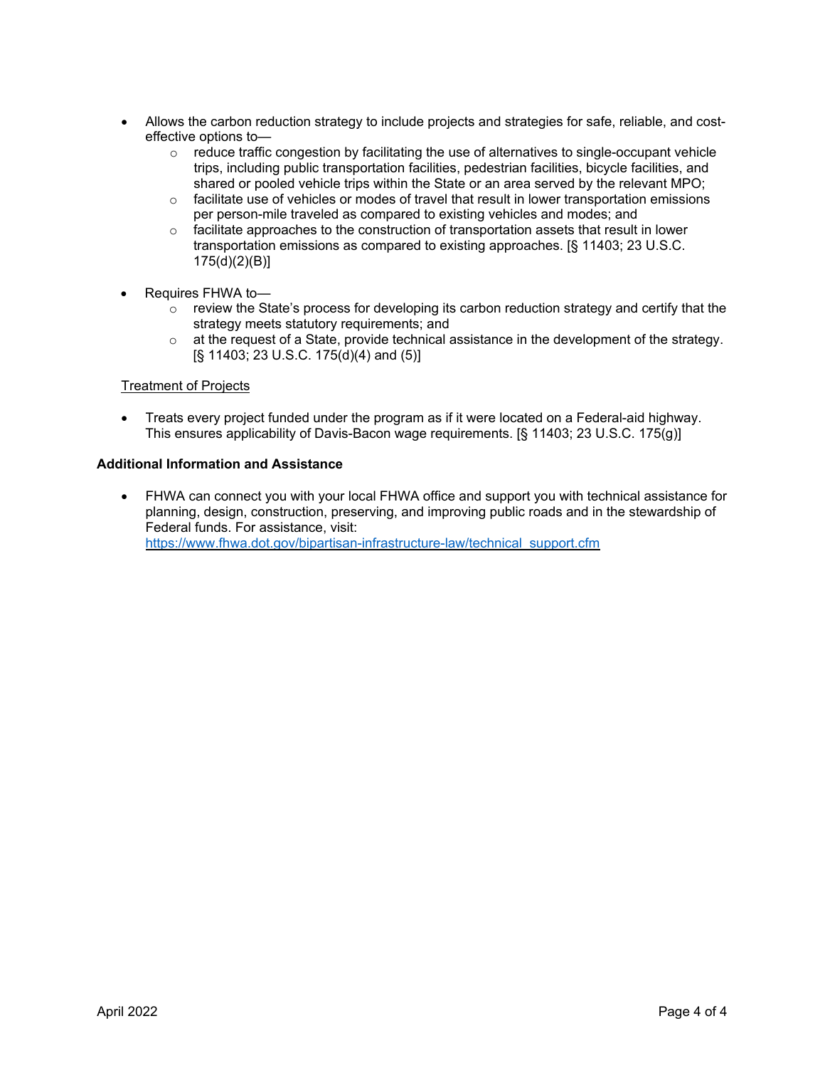- Allows the carbon reduction strategy to include projects and strategies for safe, reliable, and cost-effective options to—
    - reduce traffic congestion by facilitating the use of alternatives to single-occupant vehicle trips, including public transportation facilities, pedestrian facilities, bicycle facilities, and shared or pooled vehicle trips within the State or an area served by the relevant MPO;
    - facilitate use of vehicles or modes of travel that result in lower transportation emissions per person-mile traveled as compared to existing vehicles and modes; and
    - facilitate approaches to the construction of transportation assets that result in lower transportation emissions as compared to existing approaches. [§ 11403; 23 U.S.C. 175(d)(2)(B)]

- Requires FHWA to—
    - review the State's process for developing its carbon reduction strategy and certify that the strategy meets statutory requirements; and
    - at the request of a State, provide technical assistance in the development of the strategy. [§ 11403; 23 U.S.C. 175(d)(4) and (5)]

<u>Treatment of Projects</u>

- Treats every project funded under the program as if it were located on a Federal-aid highway. This ensures applicability of Davis-Bacon wage requirements. [§ 11403; 23 U.S.C. 175(g)]

**Additional Information and Assistance**

- FHWA can connect you with your local FHWA office and support you with technical assistance for planning, design, construction, preserving, and improving public roads and in the stewardship of Federal funds. For assistance, visit: https://www.fhwa.dot.gov/bipartisan-infrastructure-law/technical_support.cfm

April 2022